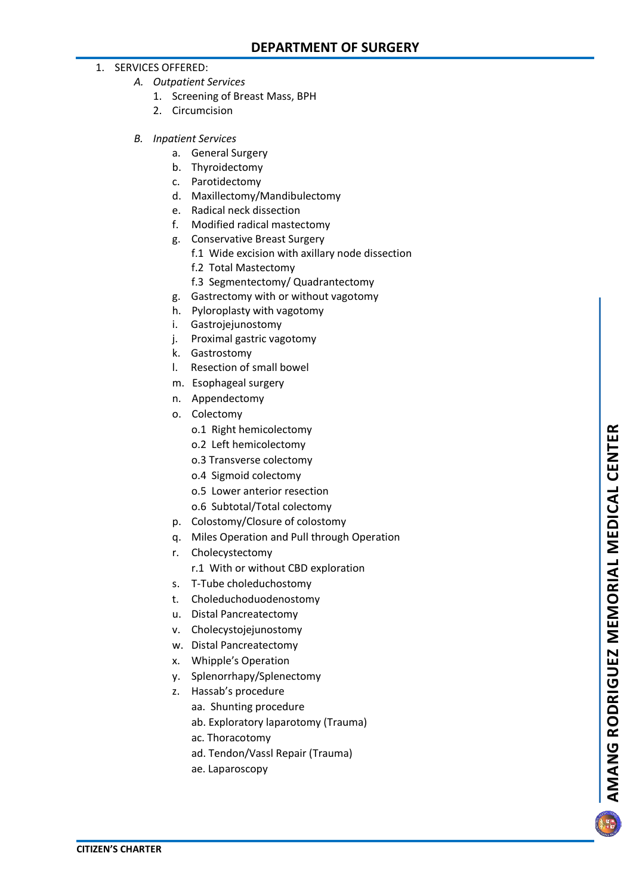## DEPARTMENT OF SURGERY

1. SERVICES OFFERED:

   *A. Outpatient Services*

      1. Screening of Breast Mass, BPH
      2. Circumcision

   *B. Inpatient Services*

      a. General Surgery
      b. Thyroidectomy
      c. Parotidectomy
      d. Maxillectomy/Mandibulectomy
      e. Radical neck dissection
      f. Modified radical mastectomy
      g. Conservative Breast Surgery
         f.1 Wide excision with axillary node dissection
         f.2 Total Mastectomy
         f.3 Segmentectomy/ Quadrantectomy
      g. Gastrectomy with or without vagotomy
      h. Pyloroplasty with vagotomy
      i. Gastrojejunostomy
      j. Proximal gastric vagotomy
      k. Gastrostomy
      l. Resection of small bowel
      m. Esophageal surgery
      n. Appendectomy
      o. Colectomy
         o.1 Right hemicolectomy
         o.2 Left hemicolectomy
         o.3 Transverse colectomy
         o.4 Sigmoid colectomy
         o.5 Lower anterior resection
         o.6 Subtotal/Total colectomy
      p. Colostomy/Closure of colostomy
      q. Miles Operation and Pull through Operation
      r. Cholecystectomy
         r.1 With or without CBD exploration
      s. T-Tube choleduchostomy
      t. Choleduchoduodenostomy
      u. Distal Pancreatectomy
      v. Cholecystojejunostomy
      w. Distal Pancreatectomy
      x. Whipple's Operation
      y. Splenorrhapy/Splenectomy
      z. Hassab's procedure
         aa. Shunting procedure
         ab. Exploratory laparotomy (Trauma)
         ac. Thoracotomy
         ad. Tendon/Vassl Repair (Trauma)
         ae. Laparoscopy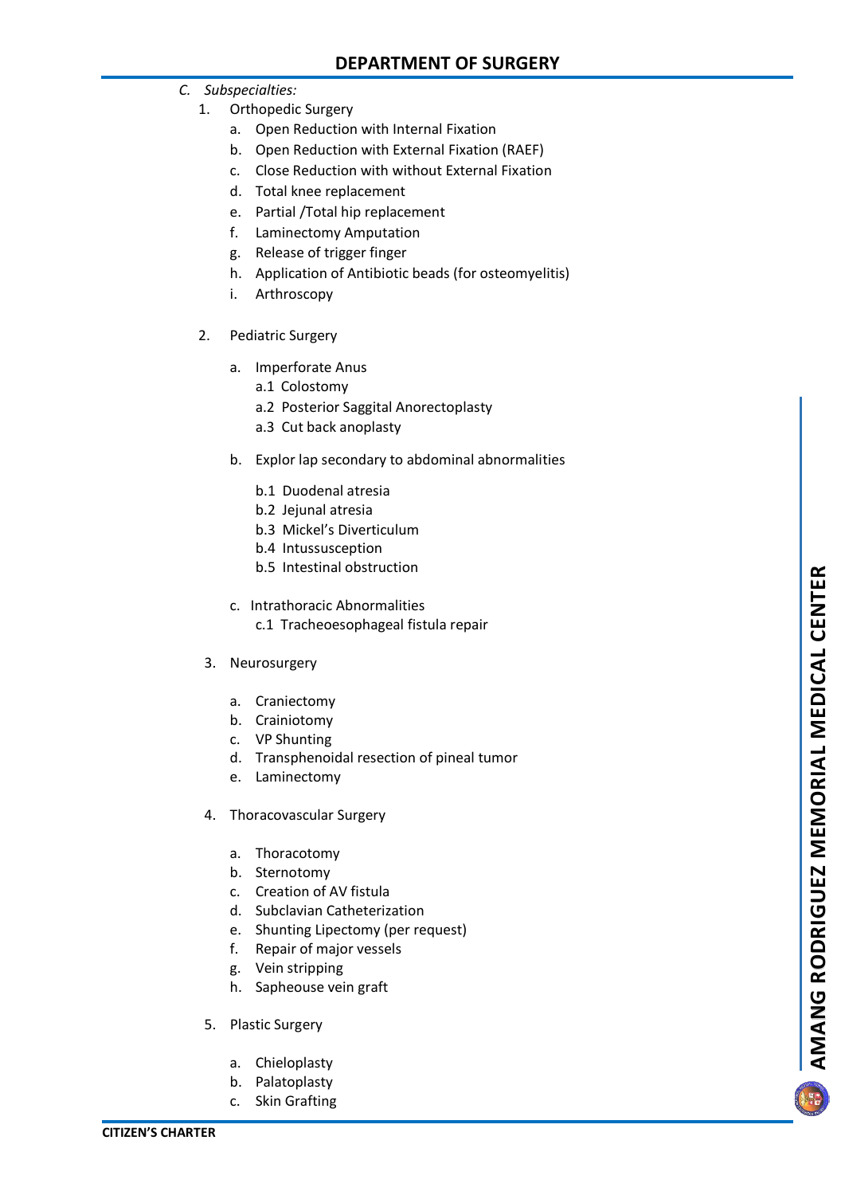## DEPARTMENT OF SURGERY

*C. Subspecialties:*

1. Orthopedic Surgery
   a. Open Reduction with Internal Fixation
   b. Open Reduction with External Fixation (RAEF)
   c. Close Reduction with without External Fixation
   d. Total knee replacement
   e. Partial /Total hip replacement
   f. Laminectomy Amputation
   g. Release of trigger finger
   h. Application of Antibiotic beads (for osteomyelitis)
   i. Arthroscopy

2. Pediatric Surgery

   a. Imperforate Anus
      a.1 Colostomy
      a.2 Posterior Saggital Anorectoplasty
      a.3 Cut back anoplasty

   b. Explor lap secondary to abdominal abnormalities

      b.1 Duodenal atresia
      b.2 Jejunal atresia
      b.3 Mickel's Diverticulum
      b.4 Intussusception
      b.5 Intestinal obstruction

   c. Intrathoracic Abnormalities
      c.1 Tracheoesophageal fistula repair

3. Neurosurgery

   a. Craniectomy
   b. Crainiotomy
   c. VP Shunting
   d. Transphenoidal resection of pineal tumor
   e. Laminectomy

4. Thoracovascular Surgery

   a. Thoracotomy
   b. Sternotomy
   c. Creation of AV fistula
   d. Subclavian Catheterization
   e. Shunting Lipectomy (per request)
   f. Repair of major vessels
   g. Vein stripping
   h. Sapheouse vein graft

5. Plastic Surgery

   a. Chieloplasty
   b. Palatoplasty
   c. Skin Grafting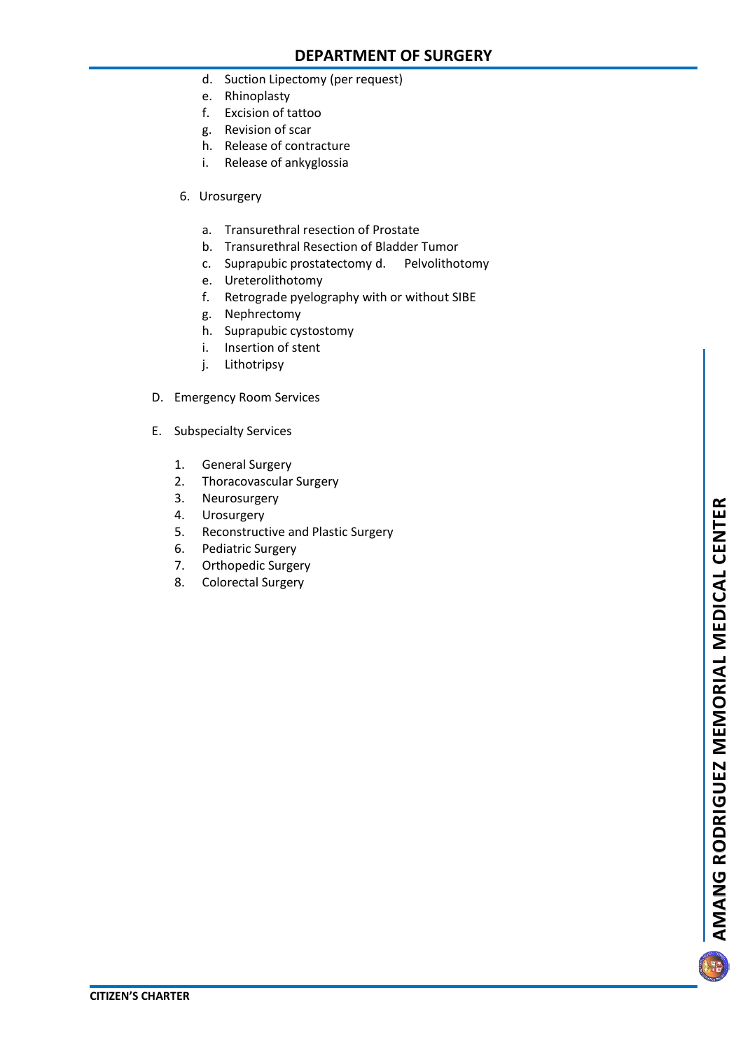d. Suction Lipectomy (per request)
e. Rhinoplasty
f. Excision of tattoo
g. Revision of scar
h. Release of contracture
i. Release of ankyglossia

6. Urosurgery

   a. Transurethral resection of Prostate
   b. Transurethral Resection of Bladder Tumor
   c. Suprapubic prostatectomy d. Pelvolithotomy
   e. Ureterolithotomy
   f. Retrograde pyelography with or without SIBE
   g. Nephrectomy
   h. Suprapubic cystostomy
   i. Insertion of stent
   j. Lithotripsy

D. Emergency Room Services

E. Subspecialty Services

   1. General Surgery
   2. Thoracovascular Surgery
   3. Neurosurgery
   4. Urosurgery
   5. Reconstructive and Plastic Surgery
   6. Pediatric Surgery
   7. Orthopedic Surgery
   8. Colorectal Surgery